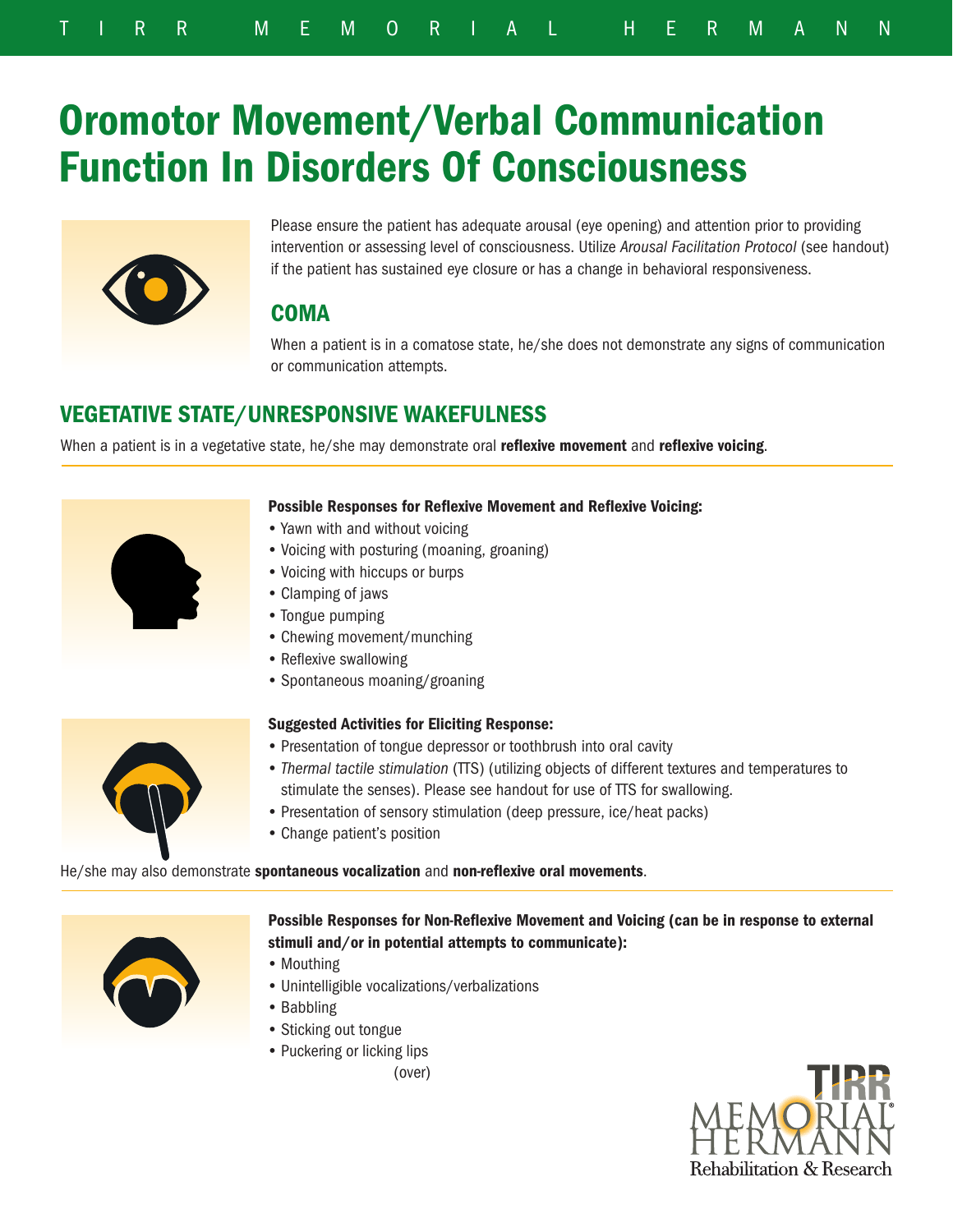# Oromotor Movement/Verbal Communication Function In Disorders Of Consciousness

Please ensure the patient has adequate arousal (eye opening) and attention prior to providing intervention or assessing level of consciousness. Utilize *Arousal Facilitation Protocol* (see handout) if the patient has sustained eye closure or has a change in behavioral responsiveness.

## COMA

When a patient is in a comatose state, he/she does not demonstrate any signs of communication or communication attempts.

## VEGETATIVE STATE/UNRESPONSIVE WAKEFULNESS

When a patient is in a vegetative state, he/she may demonstrate oral **reflexive movement** and **reflexive voicing**.

**Possible Responses for Reflexive Movement and Reflexive Voicing:**

- Yawn with and without voicing
- Voicing with posturing (moaning, groaning)
- Voicing with hiccups or burps
- Clamping of jaws
- Tongue pumping
- Chewing movement/munching
- Reflexive swallowing
- Spontaneous moaning/groaning

**Suggested Activities for Eliciting Response:**

- Presentation of tongue depressor or toothbrush into oral cavity
- *Thermal tactile stimulation* (TTS) (utilizing objects of different textures and temperatures to stimulate the senses). Please see handout for use of TTS for swallowing.
- Presentation of sensory stimulation (deep pressure, ice/heat packs)
- Change patient's position

He/she may also demonstrate **spontaneous vocalization** and **non-reflexive oral movements**.

**Possible Responses for Non-Reflexive Movement and Voicing (can be in response to external stimuli and/or in potential attempts to communicate):**

- Mouthing
- Unintelligible vocalizations/verbalizations
- Babbling
- Sticking out tongue
- Puckering or licking lips

(over)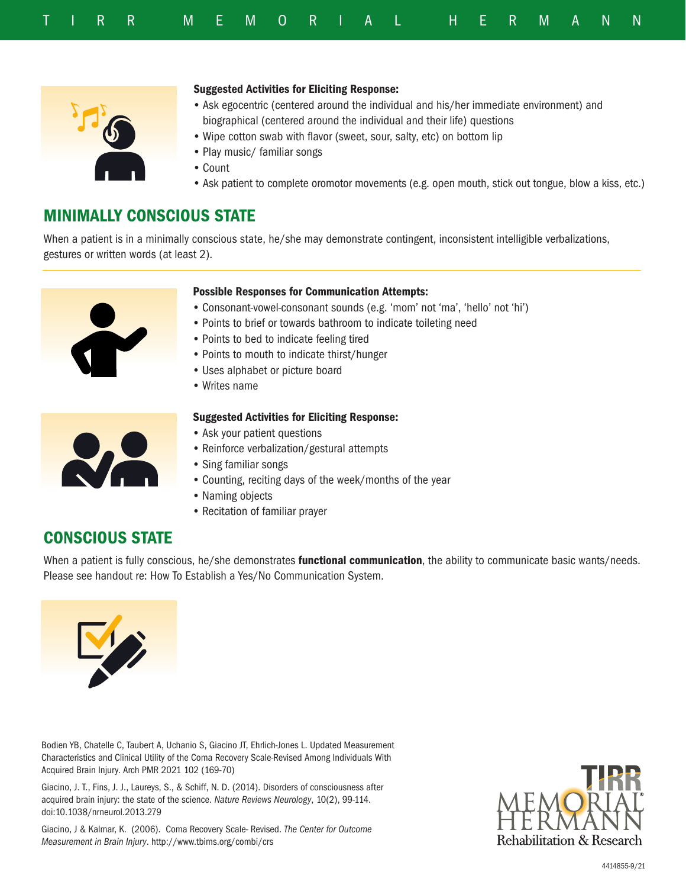**Suggested Activities for Eliciting Response:**

- Ask egocentric (centered around the individual and his/her immediate environment) and biographical (centered around the individual and their life) questions
- Wipe cotton swab with flavor (sweet, sour, salty, etc) on bottom lip
- Play music/ familiar songs
- Count
- Ask patient to complete oromotor movements (e.g. open mouth, stick out tongue, blow a kiss, etc.)

## MINIMALLY CONSCIOUS STATE

When a patient is in a minimally conscious state, he/she may demonstrate contingent, inconsistent intelligible verbalizations, gestures or written words (at least 2).

**Possible Responses for Communication Attempts:**

- Consonant-vowel-consonant sounds (e.g. 'mom' not 'ma', 'hello' not 'hi')
- Points to brief or towards bathroom to indicate toileting need
- Points to bed to indicate feeling tired
- Points to mouth to indicate thirst/hunger
- Uses alphabet or picture board
- Writes name

**Suggested Activities for Eliciting Response:**

- Ask your patient questions
- Reinforce verbalization/gestural attempts
- Sing familiar songs
- Counting, reciting days of the week/months of the year
- Naming objects
- Recitation of familiar prayer

## CONSCIOUS STATE

When a patient is fully conscious, he/she demonstrates **functional communication**, the ability to communicate basic wants/needs. Please see handout re: How To Establish a Yes/No Communication System.

Bodien YB, Chatelle C, Taubert A, Uchanio S, Giacino JT, Ehrlich-Jones L. Updated Measurement Characteristics and Clinical Utility of the Coma Recovery Scale-Revised Among Individuals With Acquired Brain Injury. Arch PMR 2021 102 (169-70)

Giacino, J. T., Fins, J. J., Laureys, S., & Schiff, N. D. (2014). Disorders of consciousness after acquired brain injury: the state of the science. *Nature Reviews Neurology*, 10(2), 99-114. doi:10.1038/nrneurol.2013.279

Giacino, J & Kalmar, K. (2006). Coma Recovery Scale- Revised. *The Center for Outcome Measurement in Brain Injury*. http://www.tbims.org/combi/crs

TIRR MEMORIAL HERMANN Rehabilitation & Research

4414855-9/21